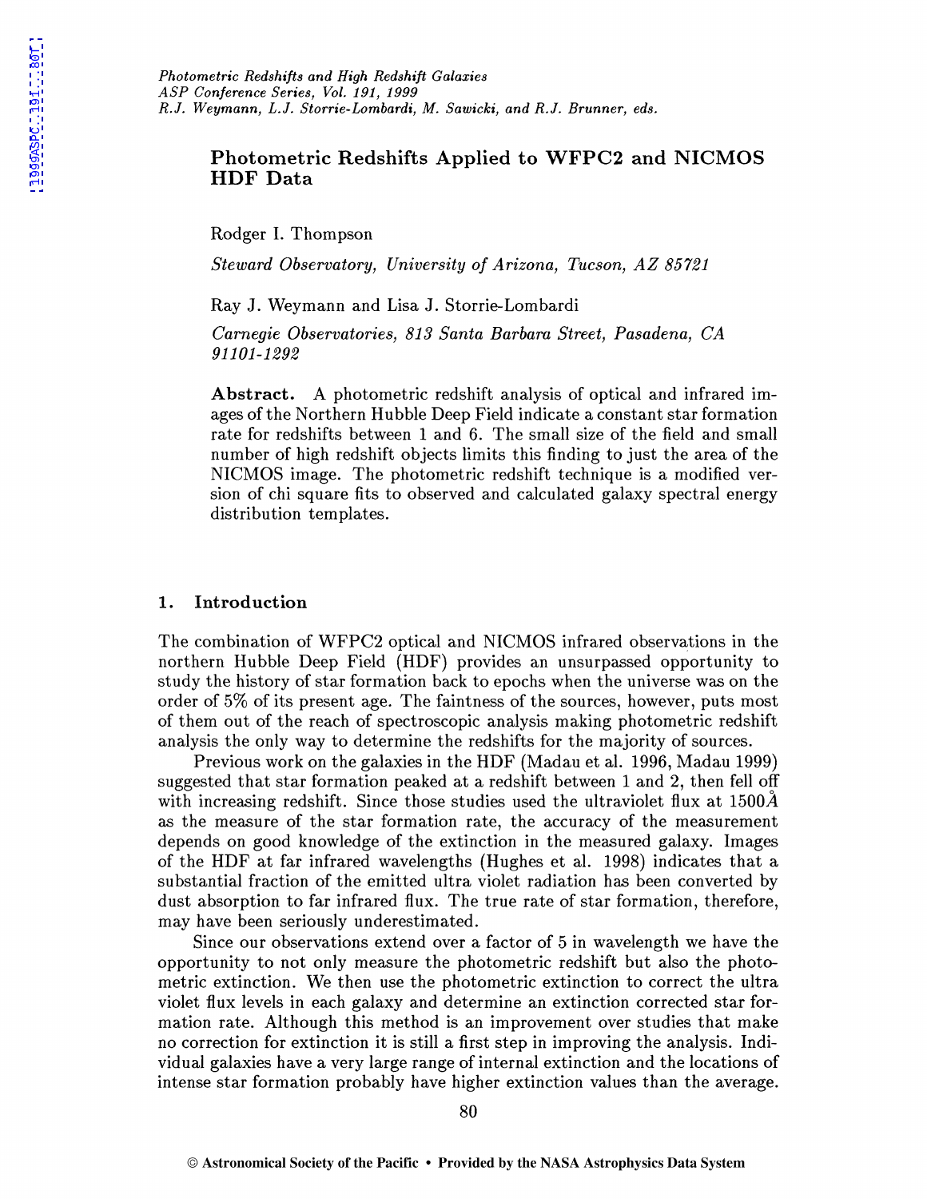# Photometric Redshifts Applied to WFPC2 and NICMOS HDF Data

Rodger I. Thompson

*Steward Observatory, University of Arizona, Tucson, AZ 85721*

Ray J. Weymann and Lisa J. Storrie-Lombardi

*Carnegie Observatories, 813 Santa Barbara Street, Pasadena, CA 91101-1292*

**Abstract.** A photometric redshift analysis of optical and infrared images of the Northern Hubble Deep Field indicate a constant star formation rate for redshifts between 1 and 6. The small size of the field and small number of high redshift objects limits this finding to just the area of the NICMOS image. The photometric redshift technique is a modified version of chi square fits to observed and calculated galaxy spectral energy distribution templates.

## 1. Introduction

The combination of WFPC2 optical and NICMOS infrared observations in the northern Hubble Deep Field (HDF) provides an unsurpassed opportunity to study the history of star formation back to epochs when the universe was on the order of 5% of its present age. The faintness of the sources, however, puts most of them out of the reach of spectroscopic analysis making photometric redshift analysis the only way to determine the redshifts for the majority of sources.

Previous work on the galaxies in the HDF (Madau et al. 1996, Madau 1999) suggested that star formation peaked at a redshift between 1 and 2, then fell off with increasing redshift. Since those studies used the ultraviolet flux at 1500Å as the measure of the star formation rate, the accuracy of the measurement depends on good knowledge of the extinction in the measured galaxy. Images of the HDF at far infrared wavelengths (Hughes et al. 1998) indicates that a substantial fraction of the emitted ultra violet radiation has been converted by dust absorption to far infrared flux. The true rate of star formation, therefore, may have been seriously underestimated.

Since our observations extend over a factor of 5 in wavelength we have the opportunity to not only measure the photometric redshift but also the photometric extinction. We then use the photometric extinction to correct the ultra violet flux levels in each galaxy and determine an extinction corrected star formation rate. Although this method is an improvement over studies that make no correction for extinction it is still a first step in improving the analysis. Individual galaxies have a very large range of internal extinction and the locations of intense star formation probably have higher extinction values than the average.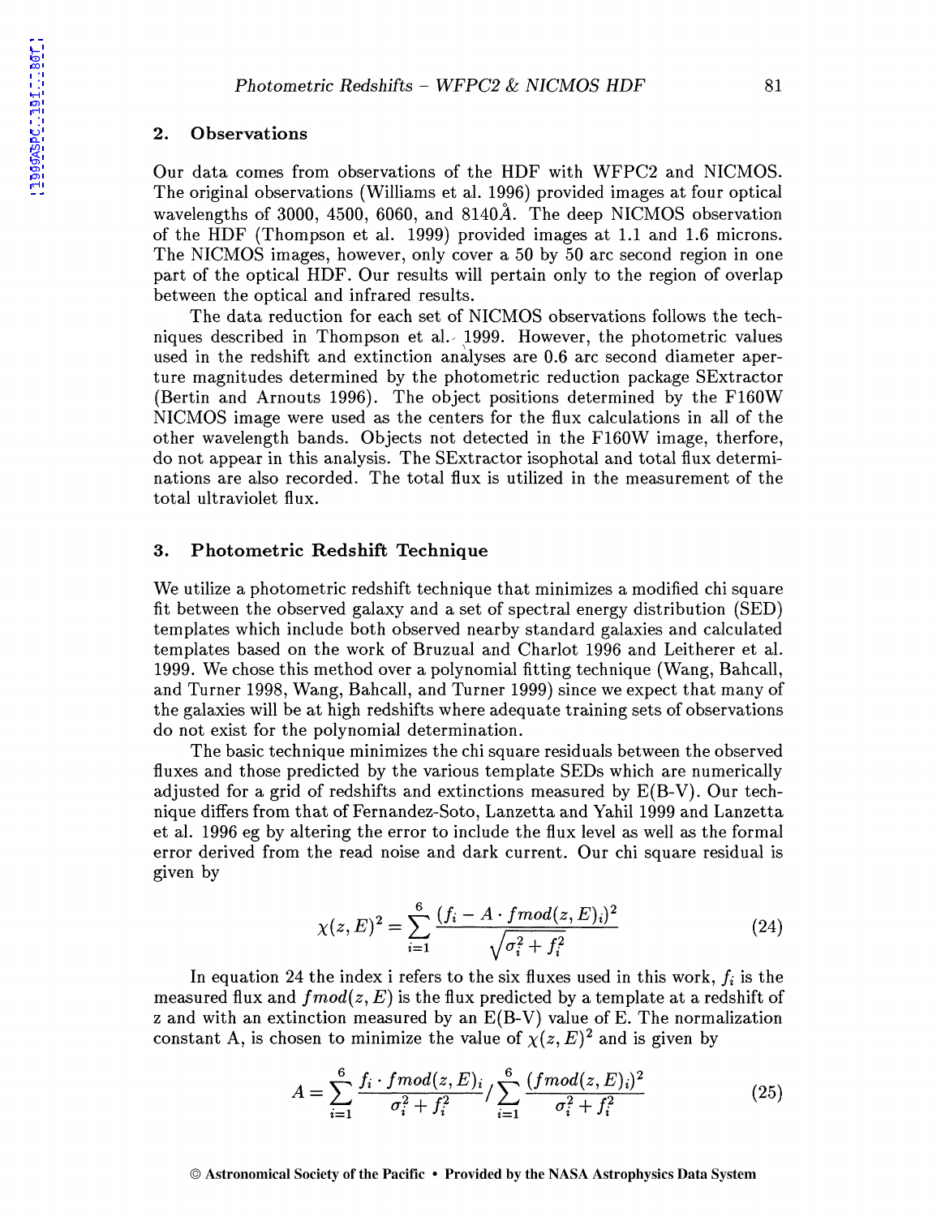## 2. Observations

Our data comes from observations of the HDF with WFPC2 and NICMOS. The original observations (Williams et al. 1996) provided images at four optical wavelengths of 3000, 4500, 6060, and 8140Å. The deep NICMOS observation of the HDF (Thompson et al. 1999) provided images at 1.1 and 1.6 microns. The NICMOS images, however, only cover a 50 by 50 arc second region in one part of the optical HDF. Our results will pertain only to the region of overlap between the optical and infrared results.

The data reduction for each set of NICMOS observations follows the techniques described in Thompson et al. 1999. However, the photometric values used in the redshift and extinction analyses are 0.6 arc second diameter aperture magnitudes determined by the photometric reduction package SExtractor (Bertin and Arnouts 1996). The object positions determined by the F160W NICMOS image were used as the centers for the flux calculations in all of the other wavelength bands. Objects not detected in the F160W image, therfore, do not appear in this analysis. The SExtractor isophotal and total flux determinations are also recorded. The total flux is utilized in the measurement of the total ultraviolet flux.

## 3. Photometric Redshift Technique

We utilize a photometric redshift technique that minimizes a modified chi square fit between the observed galaxy and a set of spectral energy distribution (SED) templates which include both observed nearby standard galaxies and calculated templates based on the work of Bruzual and Charlot 1996 and Leitherer et al. 1999. We chose this method over a polynomial fitting technique (Wang, Bahcall, and Turner 1998, Wang, Bahcall, and Turner 1999) since we expect that many of the galaxies will be at high redshifts where adequate training sets of observations do not exist for the polynomial determination.

The basic technique minimizes the chi square residuals between the observed fluxes and those predicted by the various template SEDs which are numerically adjusted for a grid of redshifts and extinctions measured by E(B-V). Our technique differs from that of Fernandez-Soto, Lanzetta and Yahil 1999 and Lanzetta et al. 1996 eg by altering the error to include the flux level as well as the formal error derived from the read noise and dark current. Our chi square residual is given by

$$\chi(z,E)^2 = \sum_{i=1}^{6} \frac{(f_i - A \cdot fmod(z,E)_i)^2}{\sqrt{\sigma_i^2 + f_i^2}} \tag{24}$$

In equation 24 the index i refers to the six fluxes used in this work, $f_i$ is the measured flux and $fmod(z, E)$ is the flux predicted by a template at a redshift of z and with an extinction measured by an E(B-V) value of E. The normalization constant A, is chosen to minimize the value of $\chi(z, E)^2$ and is given by

$$A = \sum_{i=1}^{6} \frac{f_i \cdot fmod(z,E)_i}{\sigma_i^2 + f_i^2} / \sum_{i=1}^{6} \frac{(fmod(z,E)_i)^2}{\sigma_i^2 + f_i^2} \tag{25}$$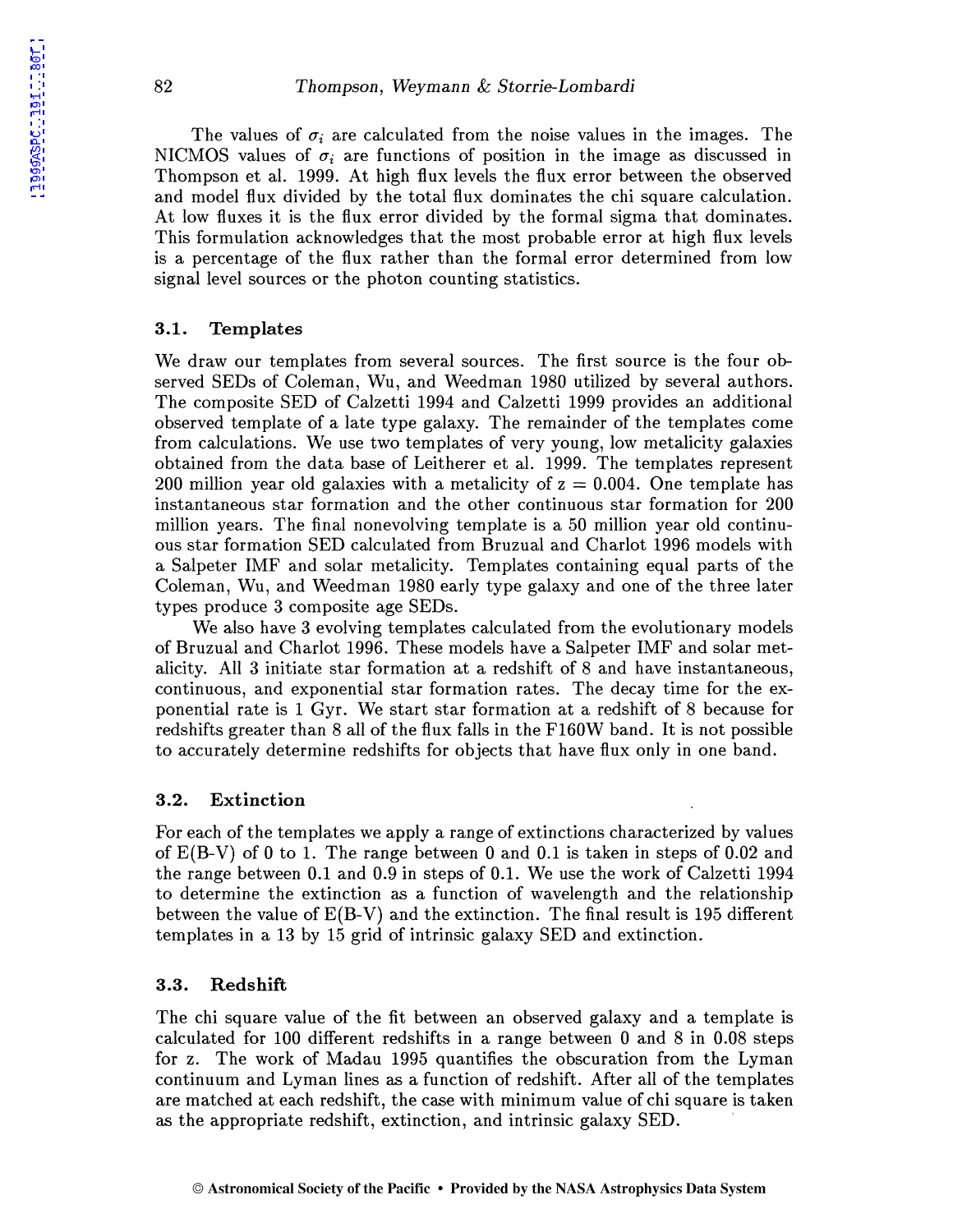The values of $\sigma_i$ are calculated from the noise values in the images. The NICMOS values of $\sigma_i$ are functions of position in the image as discussed in Thompson et al. 1999. At high flux levels the flux error between the observed and model flux divided by the total flux dominates the chi square calculation. At low fluxes it is the flux error divided by the formal sigma that dominates. This formulation acknowledges that the most probable error at high flux levels is a percentage of the flux rather than the formal error determined from low signal level sources or the photon counting statistics.

### 3.1. Templates

We draw our templates from several sources. The first source is the four observed SEDs of Coleman, Wu, and Weedman 1980 utilized by several authors. The composite SED of Calzetti 1994 and Calzetti 1999 provides an additional observed template of a late type galaxy. The remainder of the templates come from calculations. We use two templates of very young, low metalicity galaxies obtained from the data base of Leitherer et al. 1999. The templates represent 200 million year old galaxies with a metalicity of z = 0.004. One template has instantaneous star formation and the other continuous star formation for 200 million years. The final nonevolving template is a 50 million year old continuous star formation SED calculated from Bruzual and Charlot 1996 models with a Salpeter IMF and solar metalicity. Templates containing equal parts of the Coleman, Wu, and Weedman 1980 early type galaxy and one of the three later types produce 3 composite age SEDs.

We also have 3 evolving templates calculated from the evolutionary models of Bruzual and Charlot 1996. These models have a Salpeter IMF and solar metalicity. All 3 initiate star formation at a redshift of 8 and have instantaneous, continuous, and exponential star formation rates. The decay time for the exponential rate is 1 Gyr. We start star formation at a redshift of 8 because for redshifts greater than 8 all of the flux falls in the F160W band. It is not possible to accurately determine redshifts for objects that have flux only in one band.

### 3.2. Extinction

For each of the templates we apply a range of extinctions characterized by values of E(B-V) of 0 to 1. The range between 0 and 0.1 is taken in steps of 0.02 and the range between 0.1 and 0.9 in steps of 0.1. We use the work of Calzetti 1994 to determine the extinction as a function of wavelength and the relationship between the value of E(B-V) and the extinction. The final result is 195 different templates in a 13 by 15 grid of intrinsic galaxy SED and extinction.

### 3.3. Redshift

The chi square value of the fit between an observed galaxy and a template is calculated for 100 different redshifts in a range between 0 and 8 in 0.08 steps for z. The work of Madau 1995 quantifies the obscuration from the Lyman continuum and Lyman lines as a function of redshift. After all of the templates are matched at each redshift, the case with minimum value of chi square is taken as the appropriate redshift, extinction, and intrinsic galaxy SED.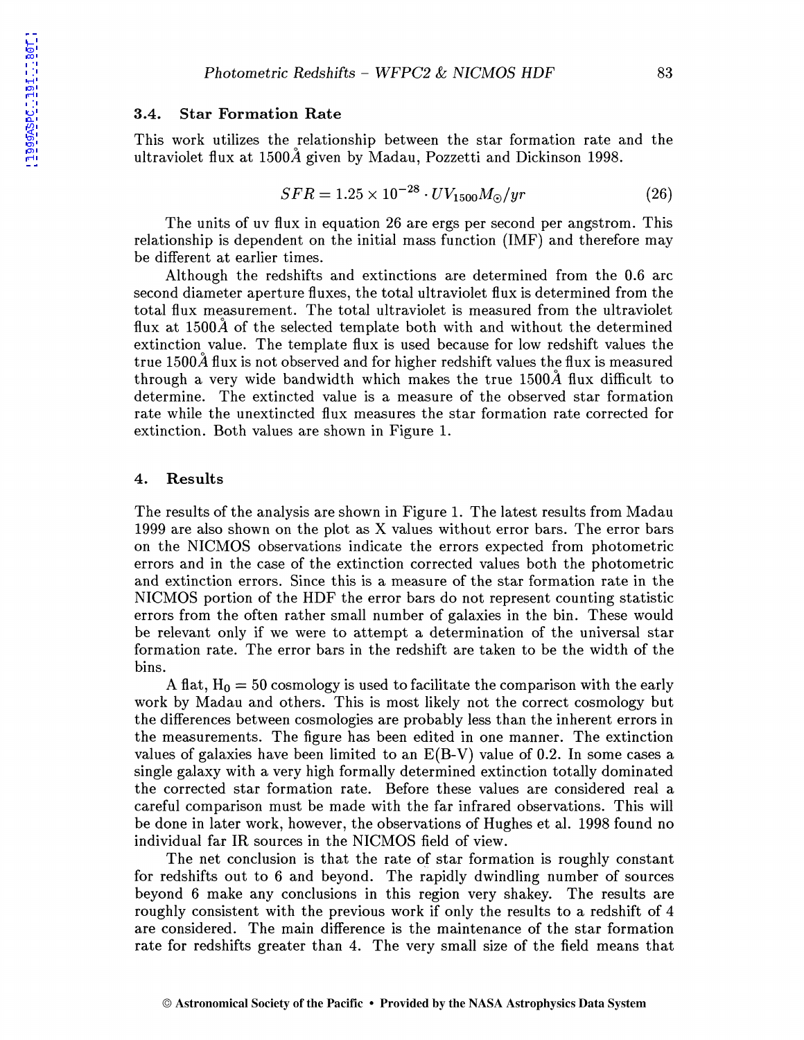### 3.4. Star Formation Rate

This work utilizes the relationship between the star formation rate and the ultraviolet flux at 1500Å given by Madau, Pozzetti and Dickinson 1998.

$$SFR = 1.25 \times 10^{-28} \cdot UV_{1500} M_{\odot}/yr \tag{26}$$

The units of uv flux in equation 26 are ergs per second per angstrom. This relationship is dependent on the initial mass function (IMF) and therefore may be different at earlier times.

Although the redshifts and extinctions are determined from the 0.6 arc second diameter aperture fluxes, the total ultraviolet flux is determined from the total flux measurement. The total ultraviolet is measured from the ultraviolet flux at 1500Å of the selected template both with and without the determined extinction value. The template flux is used because for low redshift values the true 1500Å flux is not observed and for higher redshift values the flux is measured through a very wide bandwidth which makes the true 1500Å flux difficult to determine. The extincted value is a measure of the observed star formation rate while the unextincted flux measures the star formation rate corrected for extinction. Both values are shown in Figure 1.

## 4. Results

The results of the analysis are shown in Figure 1. The latest results from Madau 1999 are also shown on the plot as X values without error bars. The error bars on the NICMOS observations indicate the errors expected from photometric errors and in the case of the extinction corrected values both the photometric and extinction errors. Since this is a measure of the star formation rate in the NICMOS portion of the HDF the error bars do not represent counting statistic errors from the often rather small number of galaxies in the bin. These would be relevant only if we were to attempt a determination of the universal star formation rate. The error bars in the redshift are taken to be the width of the bins.

A flat, $H_0 = 50$ cosmology is used to facilitate the comparison with the early work by Madau and others. This is most likely not the correct cosmology but the differences between cosmologies are probably less than the inherent errors in the measurements. The figure has been edited in one manner. The extinction values of galaxies have been limited to an E(B-V) value of 0.2. In some cases a single galaxy with a very high formally determined extinction totally dominated the corrected star formation rate. Before these values are considered real a careful comparison must be made with the far infrared observations. This will be done in later work, however, the observations of Hughes et al. 1998 found no individual far IR sources in the NICMOS field of view.

The net conclusion is that the rate of star formation is roughly constant for redshifts out to 6 and beyond. The rapidly dwindling number of sources beyond 6 make any conclusions in this region very shakey. The results are roughly consistent with the previous work if only the results to a redshift of 4 are considered. The main difference is the maintenance of the star formation rate for redshifts greater than 4. The very small size of the field means that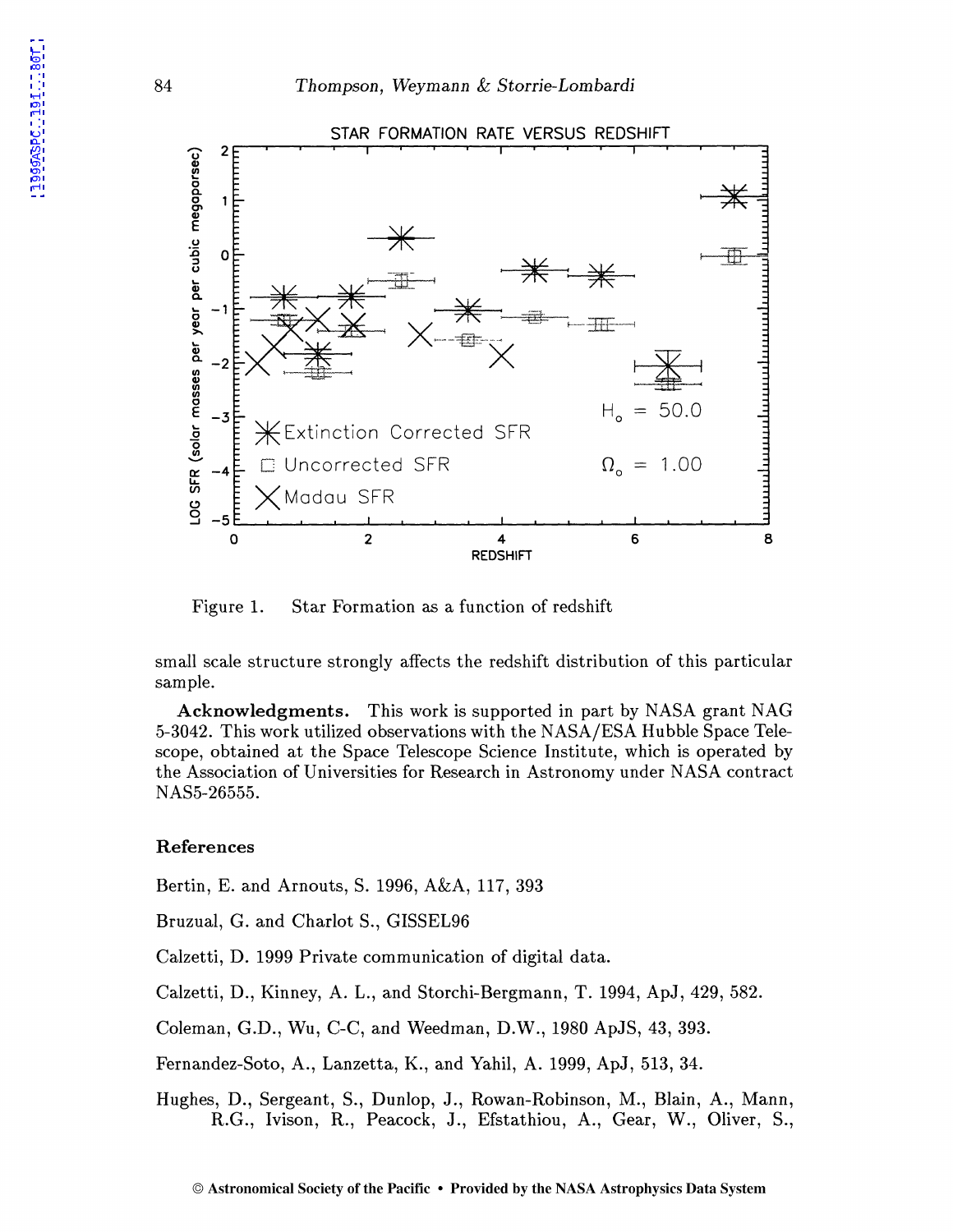Figure 1. Star Formation as a function of redshift

small scale structure strongly affects the redshift distribution of this particular sample.

**Acknowledgments.** This work is supported in part by NASA grant NAG 5-3042. This work utilized observations with the NASA/ESA Hubble Space Telescope, obtained at the Space Telescope Science Institute, which is operated by the Association of Universities for Research in Astronomy under NASA contract NAS5-26555.

## References

Bertin, E. and Arnouts, S. 1996, A&A, 117, 393

Bruzual, G. and Charlot S., GISSEL96

Calzetti, D. 1999 Private communication of digital data.

Calzetti, D., Kinney, A. L., and Storchi-Bergmann, T. 1994, ApJ, 429, 582.

Coleman, G.D., Wu, C-C, and Weedman, D.W., 1980 ApJS, 43, 393.

Fernandez-Soto, A., Lanzetta, K., and Yahil, A. 1999, ApJ, 513, 34.

Hughes, D., Sergeant, S., Dunlop, J., Rowan-Robinson, M., Blain, A., Mann, R.G., Ivison, R., Peacock, J., Efstathiou, A., Gear, W., Oliver, S.,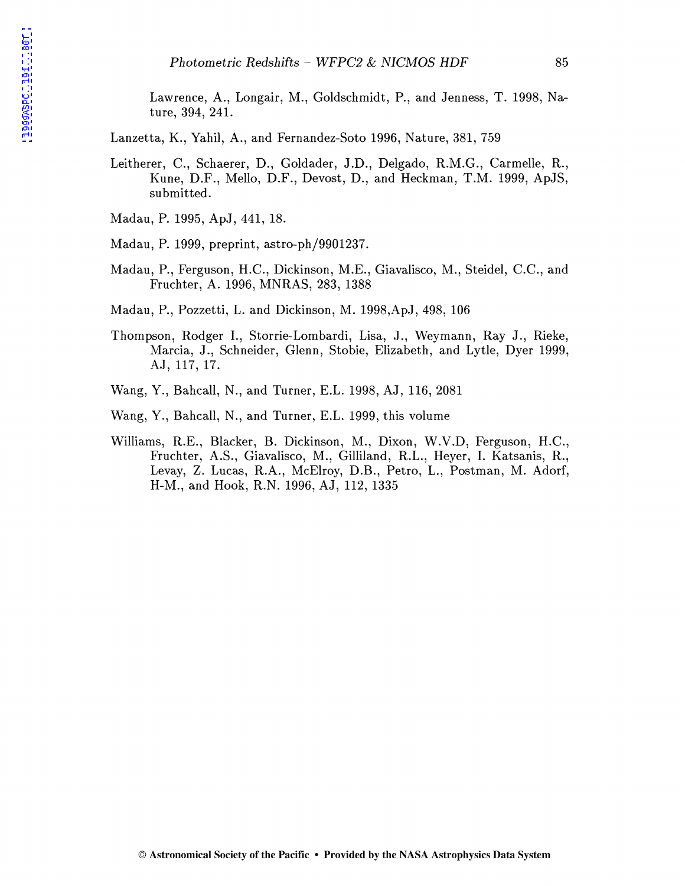Lawrence, A., Longair, M., Goldschmidt, P., and Jenness, T. 1998, Nature, 394, 241.

Lanzetta, K., Yahil, A., and Fernandez-Soto 1996, Nature, 381, 759

Leitherer, C., Schaerer, D., Goldader, J.D., Delgado, R.M.G., Carmelle, R., Kune, D.F., Mello, D.F., Devost, D., and Heckman, T.M. 1999, ApJS, submitted.

Madau, P. 1995, ApJ, 441, 18.

Madau, P. 1999, preprint, astro-ph/9901237.

Madau, P., Ferguson, H.C., Dickinson, M.E., Giavalisco, M., Steidel, C.C., and Fruchter, A. 1996, MNRAS, 283, 1388

Madau, P., Pozzetti, L. and Dickinson, M. 1998,ApJ, 498, 106

Thompson, Rodger I., Storrie-Lombardi, Lisa, J., Weymann, Ray J., Rieke, Marcia, J., Schneider, Glenn, Stobie, Elizabeth, and Lytle, Dyer 1999, AJ, 117, 17.

Wang, Y., Bahcall, N., and Turner, E.L. 1998, AJ, 116, 2081

Wang, Y., Bahcall, N., and Turner, E.L. 1999, this volume

Williams, R.E., Blacker, B. Dickinson, M., Dixon, W.V.D, Ferguson, H.C., Fruchter, A.S., Giavalisco, M., Gilliland, R.L., Heyer, I. Katsanis, R., Levay, Z. Lucas, R.A., McElroy, D.B., Petro, L., Postman, M. Adorf, H-M., and Hook, R.N. 1996, AJ, 112, 1335